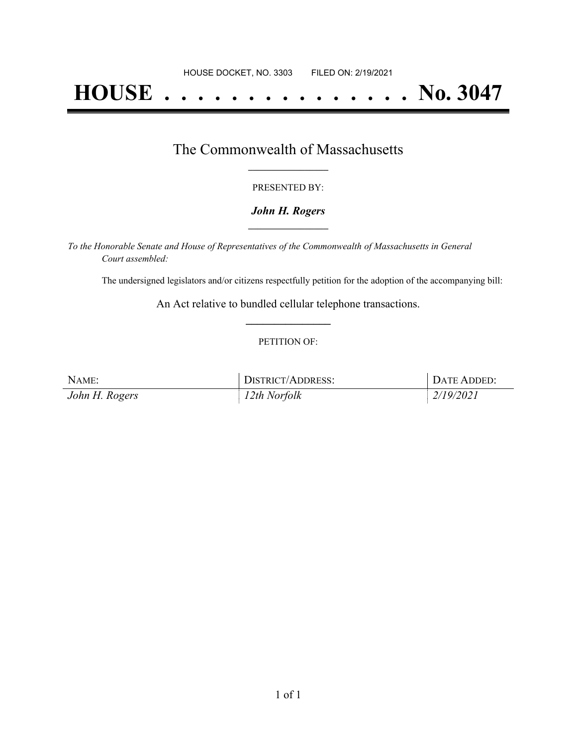HOUSE DOCKET, NO. 3303        FILED ON: 2/19/2021

# HOUSE . . . . . . . . . . . . . . . No. 3047

## The Commonwealth of Massachusetts

PRESENTED BY:

***John H. Rogers***

*To the Honorable Senate and House of Representatives of the Commonwealth of Massachusetts in General Court assembled:*

The undersigned legislators and/or citizens respectfully petition for the adoption of the accompanying bill:

An Act relative to bundled cellular telephone transactions.

PETITION OF:

| NAME: | DISTRICT/ADDRESS: | DATE ADDED: |
| --- | --- | --- |
| *John H. Rogers* | *12th Norfolk* | *2/19/2021* |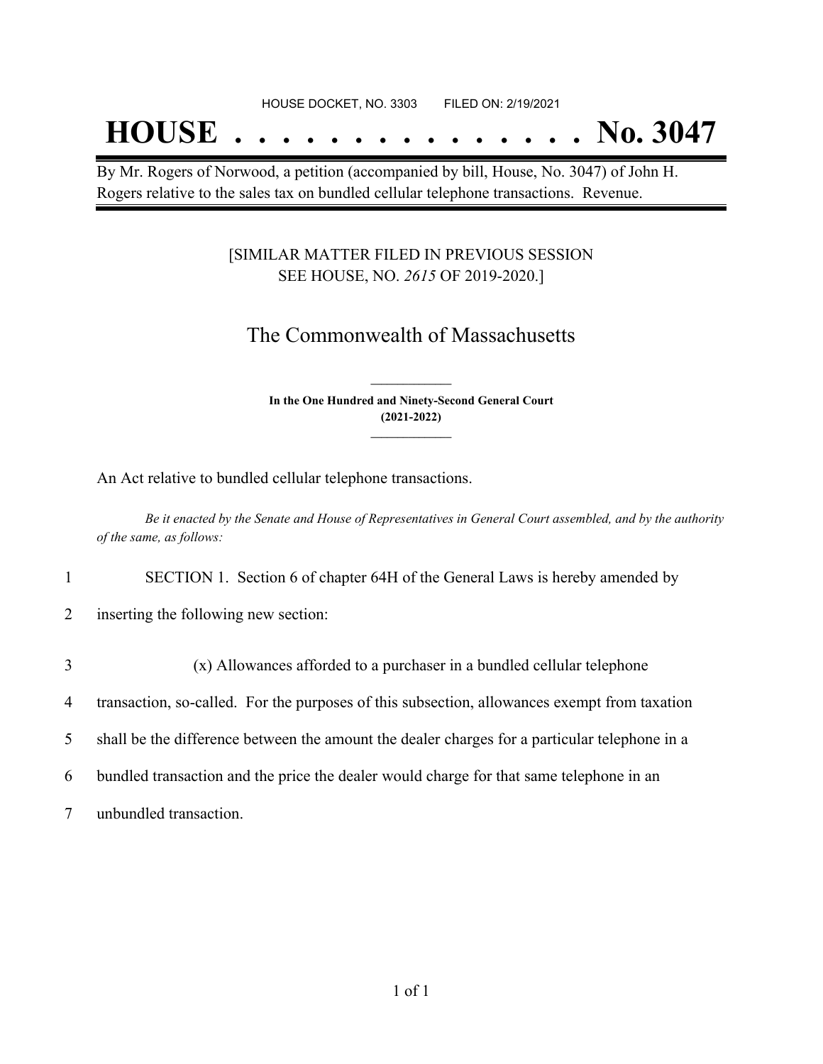HOUSE DOCKET, NO. 3303 FILED ON: 2/19/2021

# HOUSE . . . . . . . . . . . . . . . No. 3047

By Mr. Rogers of Norwood, a petition (accompanied by bill, House, No. 3047) of John H. Rogers relative to the sales tax on bundled cellular telephone transactions. Revenue.

[SIMILAR MATTER FILED IN PREVIOUS SESSION
SEE HOUSE, NO. *2615* OF 2019-2020.]

## The Commonwealth of Massachusetts

**In the One Hundred and Ninety-Second General Court**
**(2021-2022)**

An Act relative to bundled cellular telephone transactions.

*Be it enacted by the Senate and House of Representatives in General Court assembled, and by the authority of the same, as follows:*

1 SECTION 1. Section 6 of chapter 64H of the General Laws is hereby amended by
2 inserting the following new section:

3 (x) Allowances afforded to a purchaser in a bundled cellular telephone
4 transaction, so-called. For the purposes of this subsection, allowances exempt from taxation
5 shall be the difference between the amount the dealer charges for a particular telephone in a
6 bundled transaction and the price the dealer would charge for that same telephone in an
7 unbundled transaction.